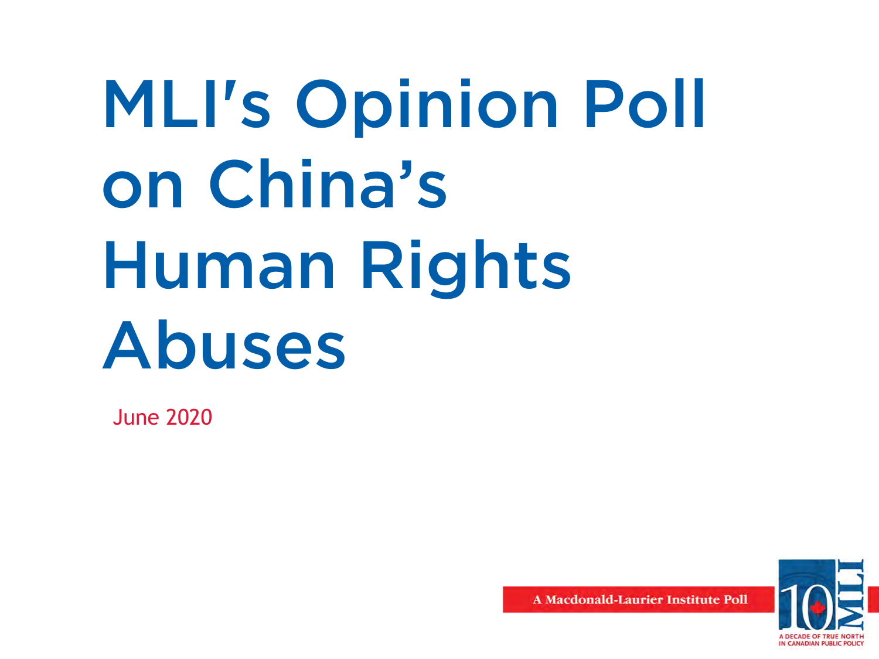# MLI's Opinion Poll on China's Human Rights Abuses

June 2020

A Macdonald-Laurier Institute Poll

A DECADE OF TRUE NORTH IN CANADIAN PUBLIC POLICY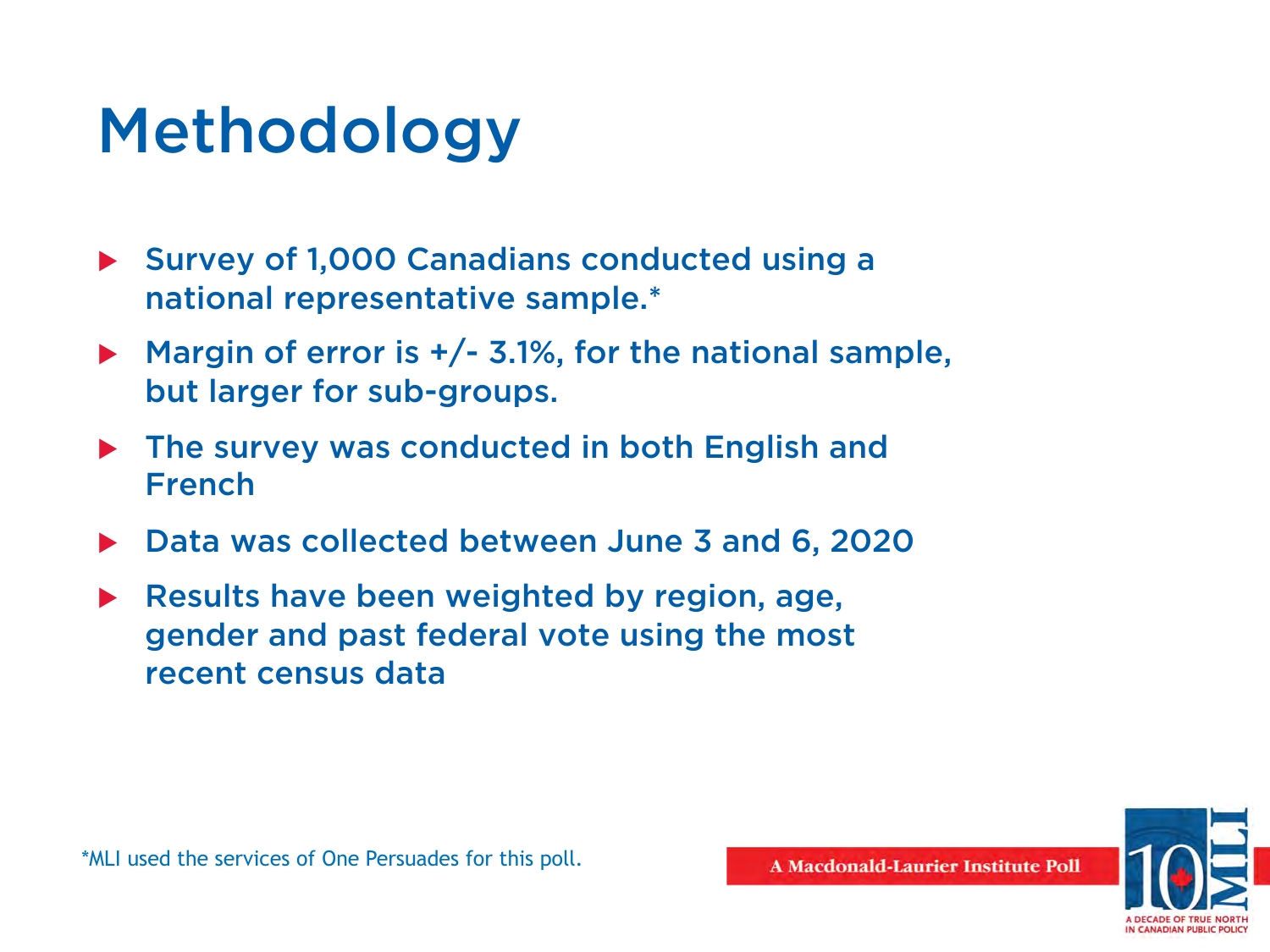# Methodology

- Survey of 1,000 Canadians conducted using a national representative sample.*
- Margin of error is +/- 3.1%, for the national sample, but larger for sub-groups.
- The survey was conducted in both English and French
- Data was collected between June 3 and 6, 2020
- Results have been weighted by region, age, gender and past federal vote using the most recent census data

*MLI used the services of One Persuades for this poll.

A Macdonald-Laurier Institute Poll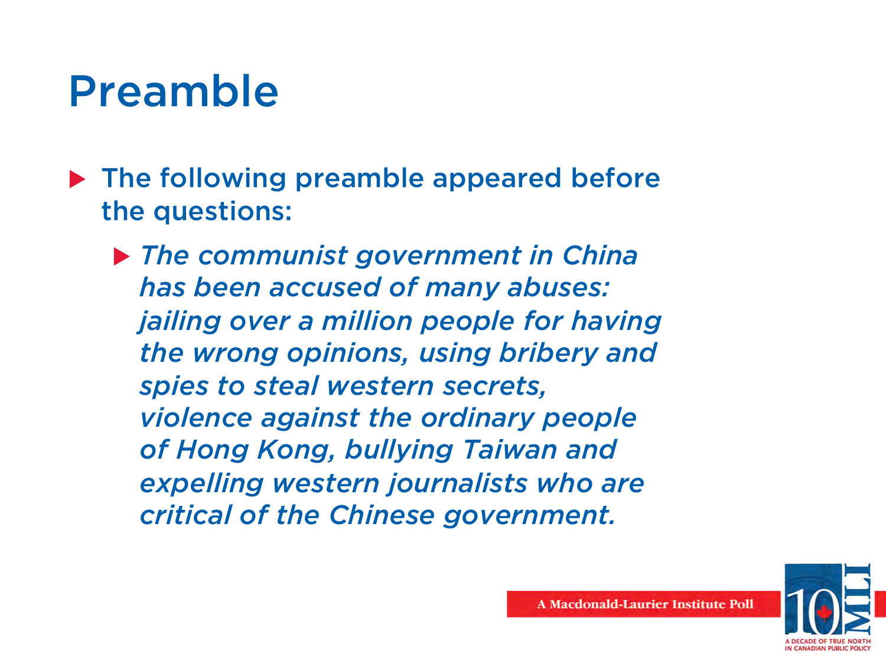# Preamble

- The following preamble appeared before the questions:
  - *The communist government in China has been accused of many abuses: jailing over a million people for having the wrong opinions, using bribery and spies to steal western secrets, violence against the ordinary people of Hong Kong, bullying Taiwan and expelling western journalists who are critical of the Chinese government.*

A Macdonald-Laurier Institute Poll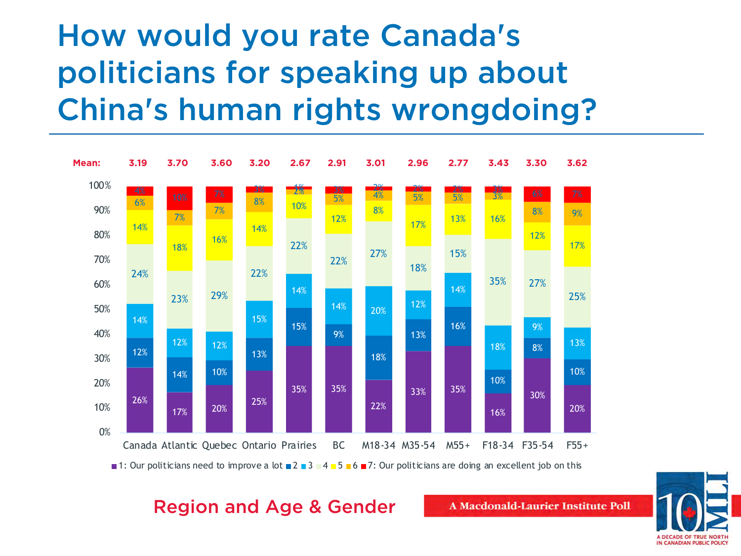# How would you rate Canada's politicians for speaking up about China's human rights wrongdoing?

| | Canada | Atlantic | Quebec | Ontario | Prairies | BC | M18-34 | M35-54 | M55+ | F18-34 | F35-54 | F55+ |
|---|---|---|---|---|---|---|---|---|---|---|---|---|
| Mean: | 3.19 | 3.70 | 3.60 | 3.20 | 2.67 | 2.91 | 3.01 | 2.96 | 2.77 | 3.43 | 3.30 | 3.62 |
| 7: Our politicians are doing an excellent job on this | 4% | 10% | 7% | 3% | 1% | 3% | 2% | 2% | 2% | 3% | 6% | 7% |
| 6 | 6% | 7% | 7% | 8% | 2% | 5% | 4% | 5% | 5% | 3% | 8% | 9% |
| 5 | 14% | 18% | 16% | 14% | 10% | 12% | 8% | 17% | 13% | 16% | 12% | 17% |
| 4 | 24% | 23% | 29% | 22% | 22% | 22% | 27% | 18% | 15% | 35% | 27% | 25% |
| 3 | 14% | 12% | 12% | 15% | 14% | 14% | 20% | 12% | 14% | 18% | 9% | 13% |
| 2 | 12% | 14% | 10% | 13% | 15% | 9% | 18% | 13% | 16% | 10% | 8% | 10% |
| 1: Our politicians need to improve a lot | 26% | 17% | 20% | 25% | 35% | 35% | 22% | 33% | 35% | 16% | 30% | 20% |

Region and Age & Gender

A Macdonald-Laurier Institute Poll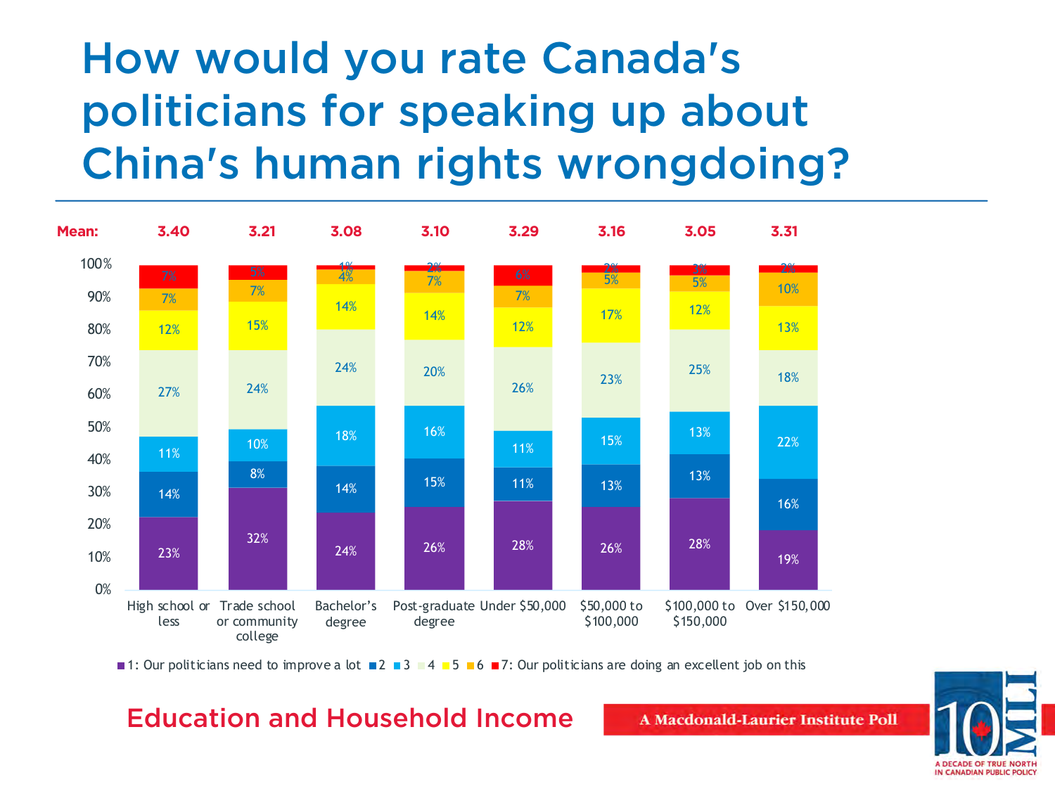# How would you rate Canada's politicians for speaking up about China's human rights wrongdoing?

| | High school or less | Trade school or community college | Bachelor's degree | Post-graduate degree | Under $50,000 | $50,000 to $100,000 | $100,000 to $150,000 | Over $150,000 |
|---|---|---|---|---|---|---|---|---|
| **Mean:** | 3.40 | 3.21 | 3.08 | 3.10 | 3.29 | 3.16 | 3.05 | 3.31 |
| 1: Our politicians need to improve a lot | 23% | 32% | 24% | 26% | 28% | 26% | 28% | 19% |
| 2 | 14% | 8% | 14% | 15% | 11% | 13% | 13% | 16% |
| 3 | 11% | 10% | 18% | 16% | 11% | 15% | 13% | 22% |
| 4 | 27% | 24% | 24% | 20% | 26% | 23% | 25% | 18% |
| 5 | 12% | 15% | 14% | 14% | 12% | 17% | 12% | 13% |
| 6 | 7% | 7% | 4% | 7% | 7% | 5% | 5% | 10% |
| 7: Our politicians are doing an excellent job on this | 7% | 5% | 1% | 2% | 6% | 2% | 3% | 2% |

Education and Household Income

A Macdonald-Laurier Institute Poll

10 MLI — A DECADE OF TRUE NORTH IN CANADIAN PUBLIC POLICY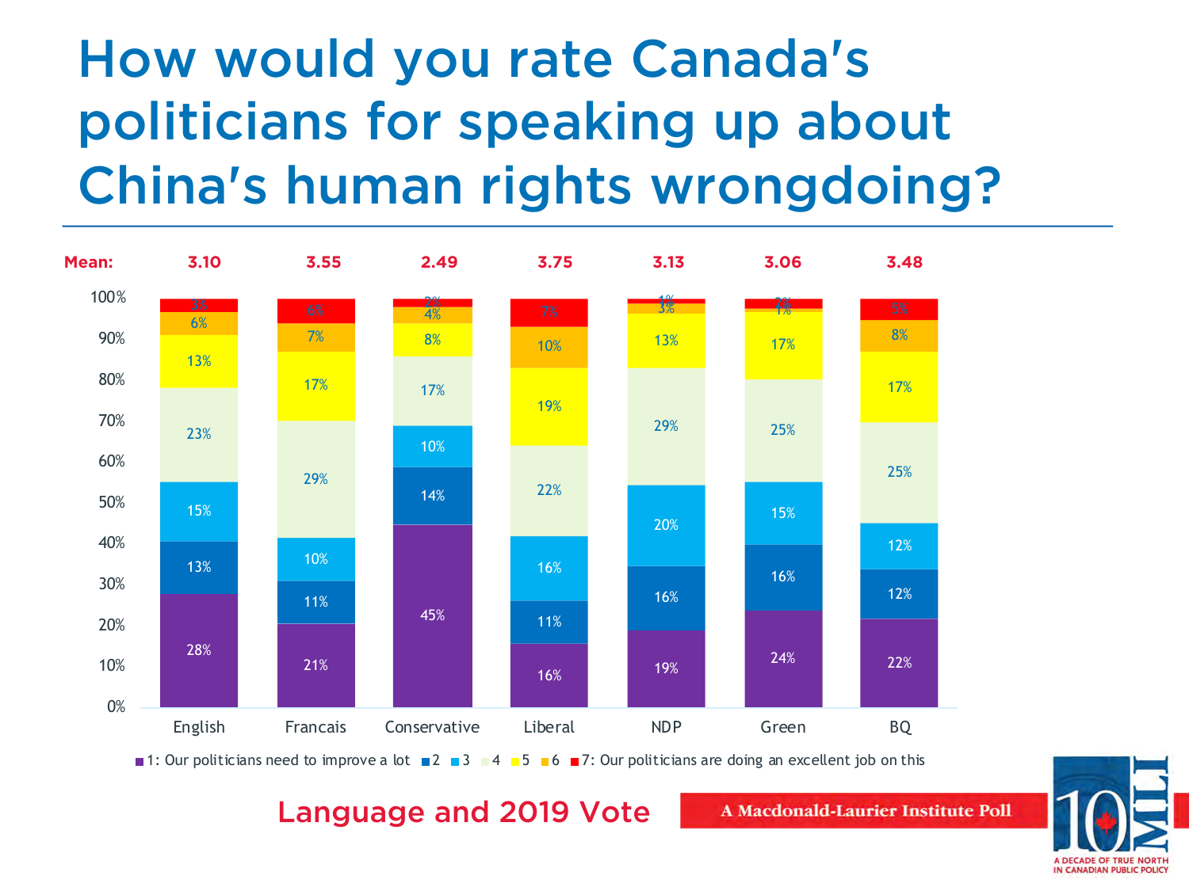# How would you rate Canada's politicians for speaking up about China's human rights wrongdoing?

| | English | Francais | Conservative | Liberal | NDP | Green | BQ |
|---|---|---|---|---|---|---|---|
| **Mean:** | 3.10 | 3.55 | 2.49 | 3.75 | 3.13 | 3.06 | 3.48 |
| 1: Our politicians need to improve a lot | 28% | 21% | 45% | 16% | 19% | 24% | 22% |
| 2 | 13% | 11% | 14% | 11% | 16% | 16% | 12% |
| 3 | 15% | 10% | 10% | 16% | 20% | 15% | 12% |
| 4 | 23% | 29% | 17% | 22% | 29% | 25% | 25% |
| 5 | 13% | 17% | 8% | 19% | 13% | 17% | 17% |
| 6 | 6% | 7% | 4% | 10% | 3% | 1% | 8% |
| 7: Our politicians are doing an excellent job on this | 3% | 6% | 2% | 7% | 1% | 2% | 5% |

Language and 2019 Vote

A Macdonald-Laurier Institute Poll

10 MLI — A DECADE OF TRUE NORTH IN CANADIAN PUBLIC POLICY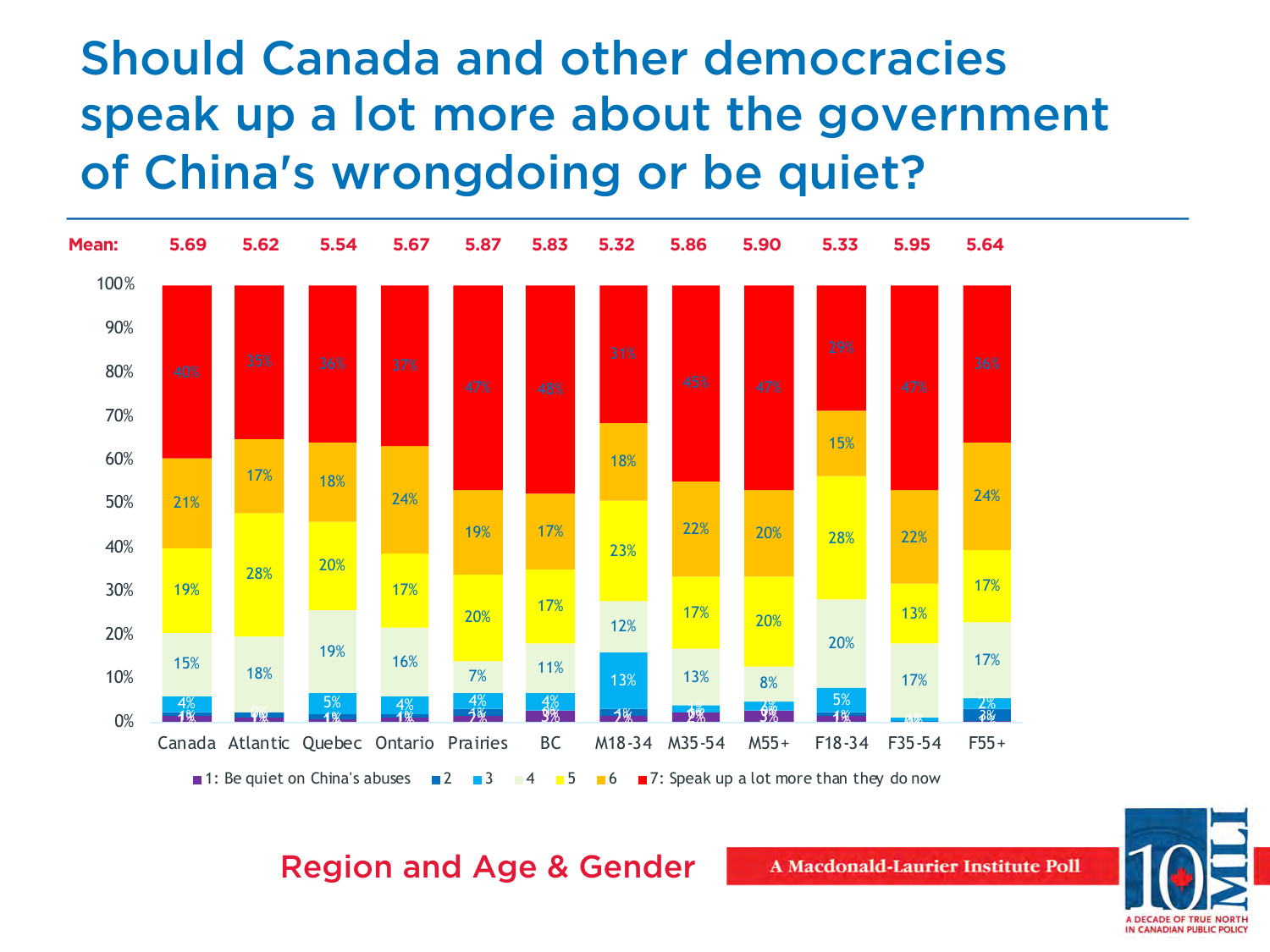# Should Canada and other democracies speak up a lot more about the government of China's wrongdoing or be quiet?

| | Canada | Atlantic | Quebec | Ontario | Prairies | BC | M18-34 | M35-54 | M55+ | F18-34 | F35-54 | F55+ |
|---|---|---|---|---|---|---|---|---|---|---|---|---|
| Mean: | 5.69 | 5.62 | 5.54 | 5.67 | 5.87 | 5.83 | 5.32 | 5.86 | 5.90 | 5.33 | 5.95 | 5.64 |
| 7: Speak up a lot more than they do now | 40% | 35% | 36% | 37% | 47% | 48% | 31% | 45% | 47% | 29% | 47% | 36% |
| 6 | 21% | 17% | 18% | 24% | 19% | 17% | 18% | 22% | 20% | 15% | 22% | 24% |
| 5 | 19% | 28% | 20% | 17% | 20% | 17% | 23% | 17% | 20% | 28% | 13% | 17% |
| 4 | 15% | 18% | 19% | 16% | 7% | 11% | 12% | 13% | 8% | 20% | 17% | 17% |
| 3 | 4% | 0% | 5% | 4% | 4% | 4% | 13% | 1% | 2% | 5% | 0% | 2% |
| 2 | 1% | 1% | 1% | 1% | 1% | 0% | 1% | 0% | 0% | 1% | 0% | 3% |
| 1: Be quiet on China's abuses | 1% | 1% | 1% | 1% | 2% | 3% | 2% | 2% | 3% | 1% | 0% | 1% |

Region and Age & Gender

A Macdonald-Laurier Institute Poll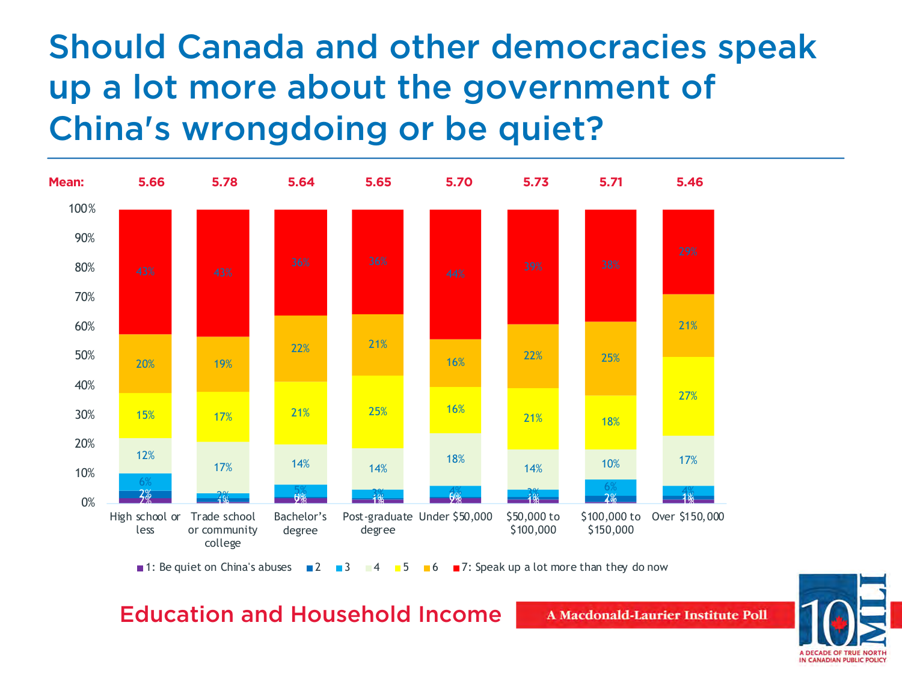# Should Canada and other democracies speak up a lot more about the government of China's wrongdoing or be quiet?

| | High school or less | Trade school or community college | Bachelor's degree | Post-graduate degree | Under $50,000 | $50,000 to $100,000 | $100,000 to $150,000 | Over $150,000 |
|---|---|---|---|---|---|---|---|---|
| Mean: | 5.66 | 5.78 | 5.64 | 5.65 | 5.70 | 5.73 | 5.71 | 5.46 |
| 7: Speak up a lot more than they do now | 43% | 43% | 36% | 36% | 44% | 39% | 38% | 29% |
| 6 | 20% | 19% | 22% | 21% | 16% | 22% | 25% | 21% |
| 5 | 15% | 17% | 21% | 25% | 16% | 21% | 18% | 27% |
| 4 | 12% | 17% | 14% | 14% | 18% | 14% | 10% | 17% |
| 3 | 6% | 2% | 5% | 3% | 4% | 3% | 6% | 4% |
| 2 | 2% | 1% | 0% | 1% | 0% | 1% | 2% | 1% |
| 1: Be quiet on China's abuses | 2% | 1% | 2% | 1% | 2% | 1% | 1% | 1% |

Education and Household Income

A Macdonald-Laurier Institute Poll

10 MLI — A DECADE OF TRUE NORTH IN CANADIAN PUBLIC POLICY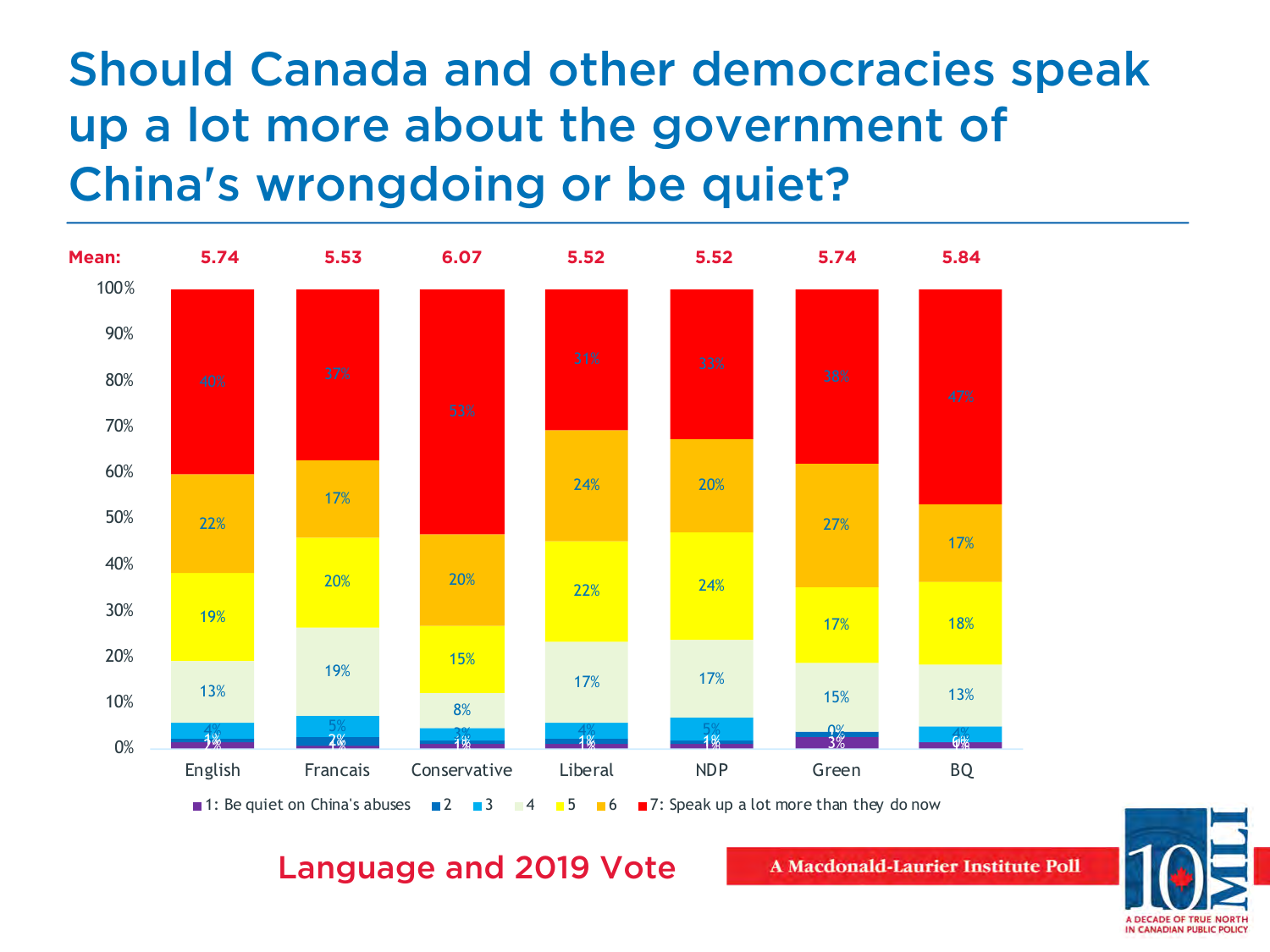# Should Canada and other democracies speak up a lot more about the government of China's wrongdoing or be quiet?

Mean: 5.74 5.53 6.07 5.52 5.52 5.74 5.84

100% 90% 80% 70% 60% 50% 40% 30% 20% 10% 0%

English: 40% 22% 19% 13% 4% 1% 2%

Francais: 37% 17% 20% 19% 5% 2% 1%

Conservative: 53% 20% 15% 8% 3% 1% 1%

Liberal: 31% 24% 22% 17% 4% 1% 1%

NDP: 33% 20% 24% 17% 5% 1% 1%

Green: 38% 27% 17% 15% 0% 3%

BQ: 47% 17% 18% 13% 4% 0% 1%

1: Be quiet on China's abuses 2 3 4 5 6 7: Speak up a lot more than they do now

Language and 2019 Vote

A Macdonald-Laurier Institute Poll

10 MLI A DECADE OF TRUE NORTH IN CANADIAN PUBLIC POLICY